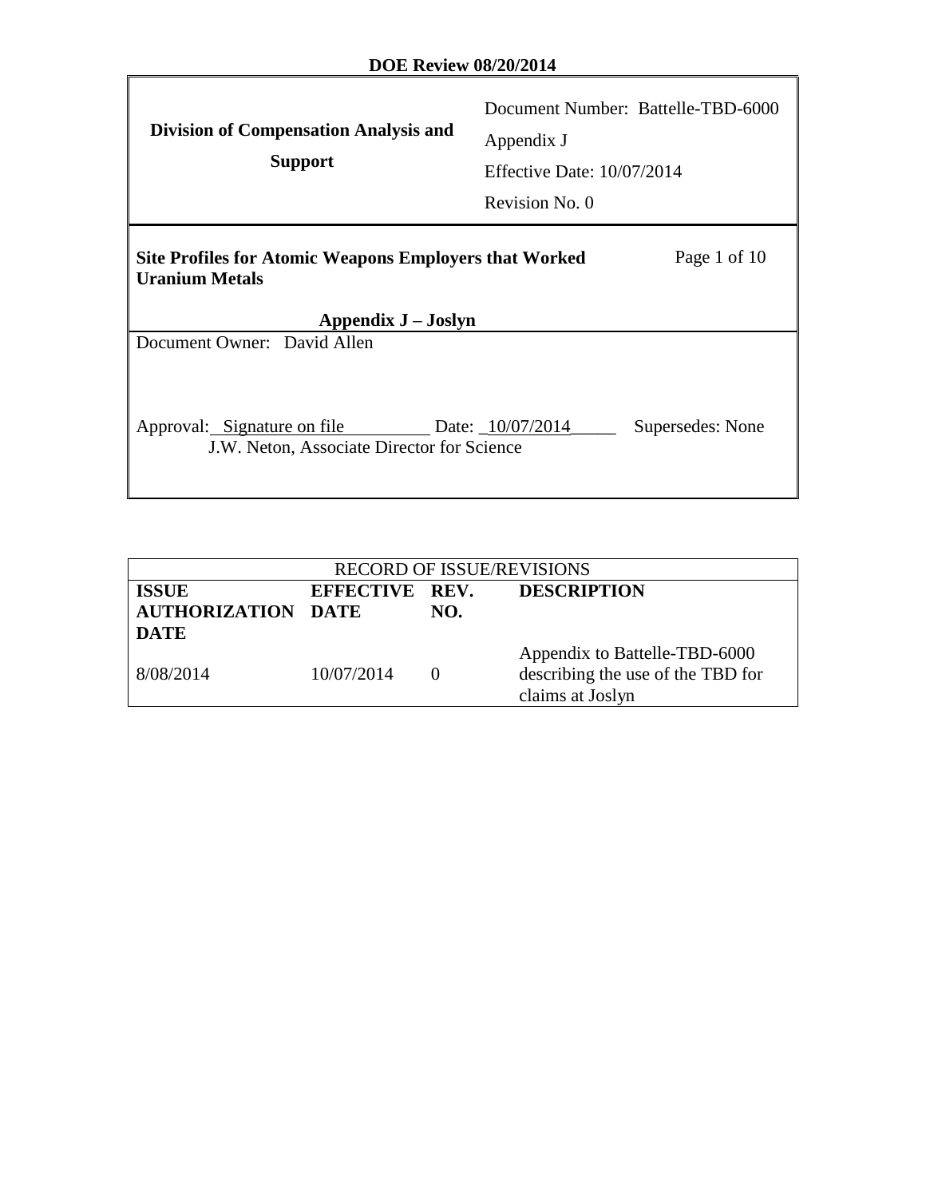**DOE Review 08/20/2014**

| **Division of Compensation Analysis and Support** | Document Number: Battelle-TBD-6000<br>Appendix J<br>Effective Date: 10/07/2014<br>Revision No. 0 |
|---|---|

**Site Profiles for Atomic Weapons Employers that Worked Uranium Metals**

Page 1 of 10

**Appendix J – Joslyn**

Document Owner: David Allen

Approval: Signature on file Date: 10/07/2014 Supersedes: None
J.W. Neton, Associate Director for Science

| RECORD OF ISSUE/REVISIONS | | | |
|---|---|---|---|
| **ISSUE AUTHORIZATION DATE** | **EFFECTIVE DATE** | **REV. NO.** | **DESCRIPTION** |
| 8/08/2014 | 10/07/2014 | 0 | Appendix to Battelle-TBD-6000 describing the use of the TBD for claims at Joslyn |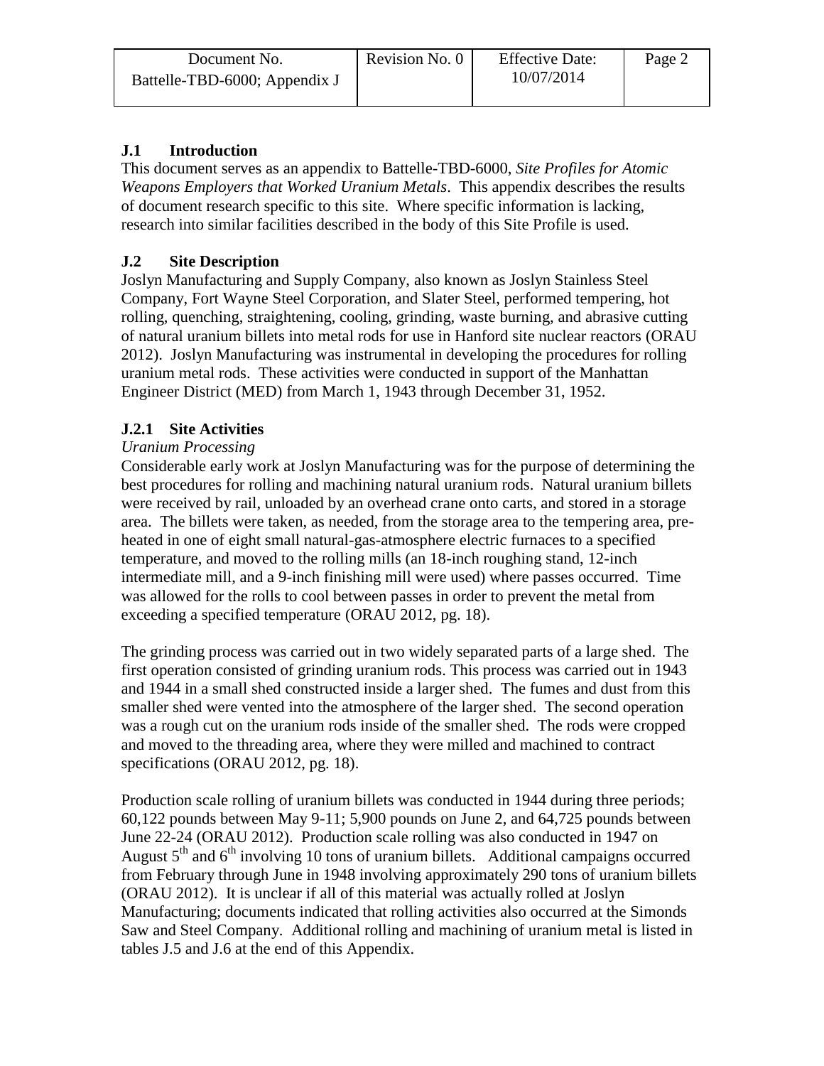## J.1 Introduction

This document serves as an appendix to Battelle-TBD-6000, *Site Profiles for Atomic Weapons Employers that Worked Uranium Metals*. This appendix describes the results of document research specific to this site. Where specific information is lacking, research into similar facilities described in the body of this Site Profile is used.

## J.2 Site Description

Joslyn Manufacturing and Supply Company, also known as Joslyn Stainless Steel Company, Fort Wayne Steel Corporation, and Slater Steel, performed tempering, hot rolling, quenching, straightening, cooling, grinding, waste burning, and abrasive cutting of natural uranium billets into metal rods for use in Hanford site nuclear reactors (ORAU 2012). Joslyn Manufacturing was instrumental in developing the procedures for rolling uranium metal rods. These activities were conducted in support of the Manhattan Engineer District (MED) from March 1, 1943 through December 31, 1952.

### J.2.1 Site Activities

*Uranium Processing*

Considerable early work at Joslyn Manufacturing was for the purpose of determining the best procedures for rolling and machining natural uranium rods. Natural uranium billets were received by rail, unloaded by an overhead crane onto carts, and stored in a storage area. The billets were taken, as needed, from the storage area to the tempering area, pre-heated in one of eight small natural-gas-atmosphere electric furnaces to a specified temperature, and moved to the rolling mills (an 18-inch roughing stand, 12-inch intermediate mill, and a 9-inch finishing mill were used) where passes occurred. Time was allowed for the rolls to cool between passes in order to prevent the metal from exceeding a specified temperature (ORAU 2012, pg. 18).

The grinding process was carried out in two widely separated parts of a large shed. The first operation consisted of grinding uranium rods. This process was carried out in 1943 and 1944 in a small shed constructed inside a larger shed. The fumes and dust from this smaller shed were vented into the atmosphere of the larger shed. The second operation was a rough cut on the uranium rods inside of the smaller shed. The rods were cropped and moved to the threading area, where they were milled and machined to contract specifications (ORAU 2012, pg. 18).

Production scale rolling of uranium billets was conducted in 1944 during three periods; 60,122 pounds between May 9-11; 5,900 pounds on June 2, and 64,725 pounds between June 22-24 (ORAU 2012). Production scale rolling was also conducted in 1947 on August 5th and 6th involving 10 tons of uranium billets. Additional campaigns occurred from February through June in 1948 involving approximately 290 tons of uranium billets (ORAU 2012). It is unclear if all of this material was actually rolled at Joslyn Manufacturing; documents indicated that rolling activities also occurred at the Simonds Saw and Steel Company. Additional rolling and machining of uranium metal is listed in tables J.5 and J.6 at the end of this Appendix.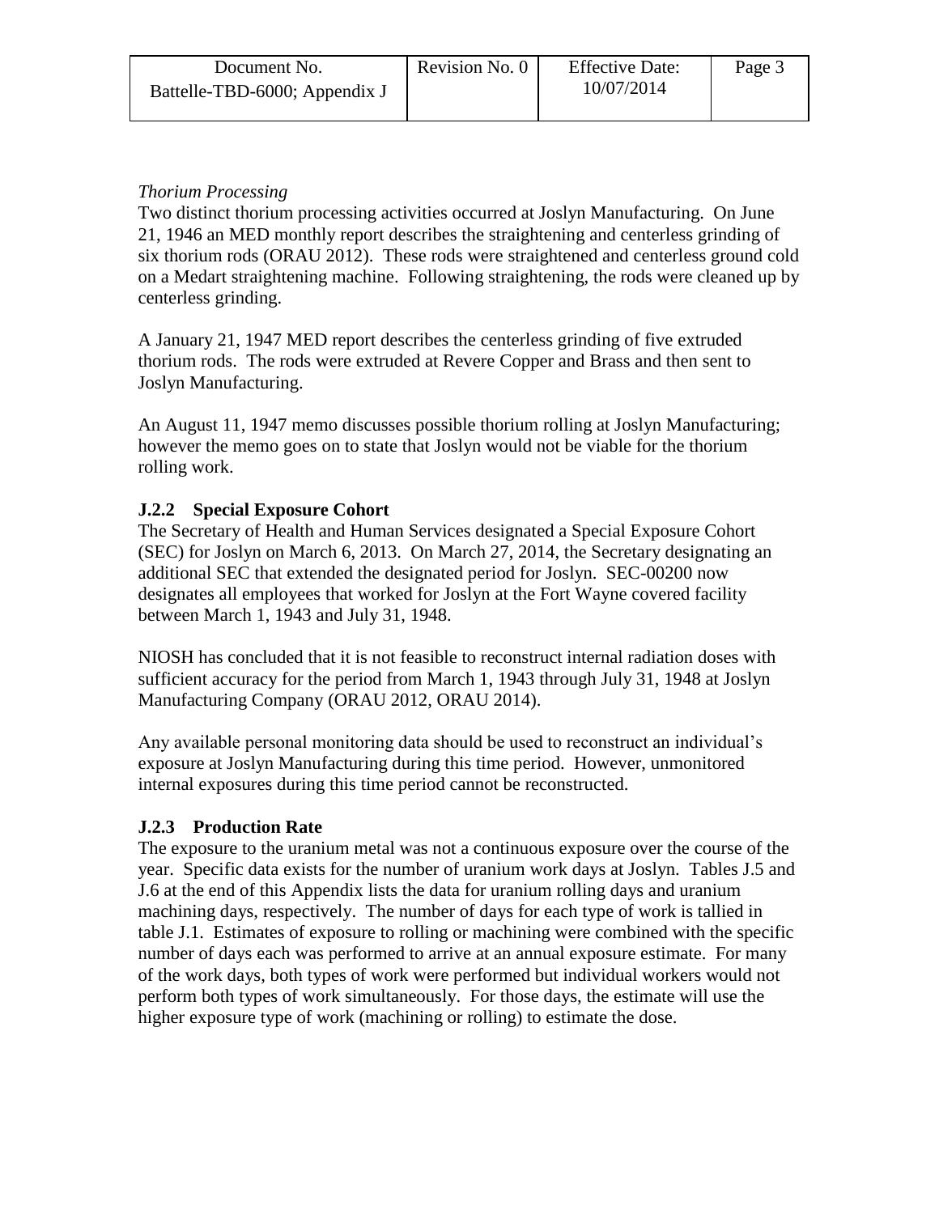*Thorium Processing*

Two distinct thorium processing activities occurred at Joslyn Manufacturing. On June 21, 1946 an MED monthly report describes the straightening and centerless grinding of six thorium rods (ORAU 2012). These rods were straightened and centerless ground cold on a Medart straightening machine. Following straightening, the rods were cleaned up by centerless grinding.

A January 21, 1947 MED report describes the centerless grinding of five extruded thorium rods. The rods were extruded at Revere Copper and Brass and then sent to Joslyn Manufacturing.

An August 11, 1947 memo discusses possible thorium rolling at Joslyn Manufacturing; however the memo goes on to state that Joslyn would not be viable for the thorium rolling work.

### J.2.2 Special Exposure Cohort

The Secretary of Health and Human Services designated a Special Exposure Cohort (SEC) for Joslyn on March 6, 2013. On March 27, 2014, the Secretary designating an additional SEC that extended the designated period for Joslyn. SEC-00200 now designates all employees that worked for Joslyn at the Fort Wayne covered facility between March 1, 1943 and July 31, 1948.

NIOSH has concluded that it is not feasible to reconstruct internal radiation doses with sufficient accuracy for the period from March 1, 1943 through July 31, 1948 at Joslyn Manufacturing Company (ORAU 2012, ORAU 2014).

Any available personal monitoring data should be used to reconstruct an individual's exposure at Joslyn Manufacturing during this time period. However, unmonitored internal exposures during this time period cannot be reconstructed.

### J.2.3 Production Rate

The exposure to the uranium metal was not a continuous exposure over the course of the year. Specific data exists for the number of uranium work days at Joslyn. Tables J.5 and J.6 at the end of this Appendix lists the data for uranium rolling days and uranium machining days, respectively. The number of days for each type of work is tallied in table J.1. Estimates of exposure to rolling or machining were combined with the specific number of days each was performed to arrive at an annual exposure estimate. For many of the work days, both types of work were performed but individual workers would not perform both types of work simultaneously. For those days, the estimate will use the higher exposure type of work (machining or rolling) to estimate the dose.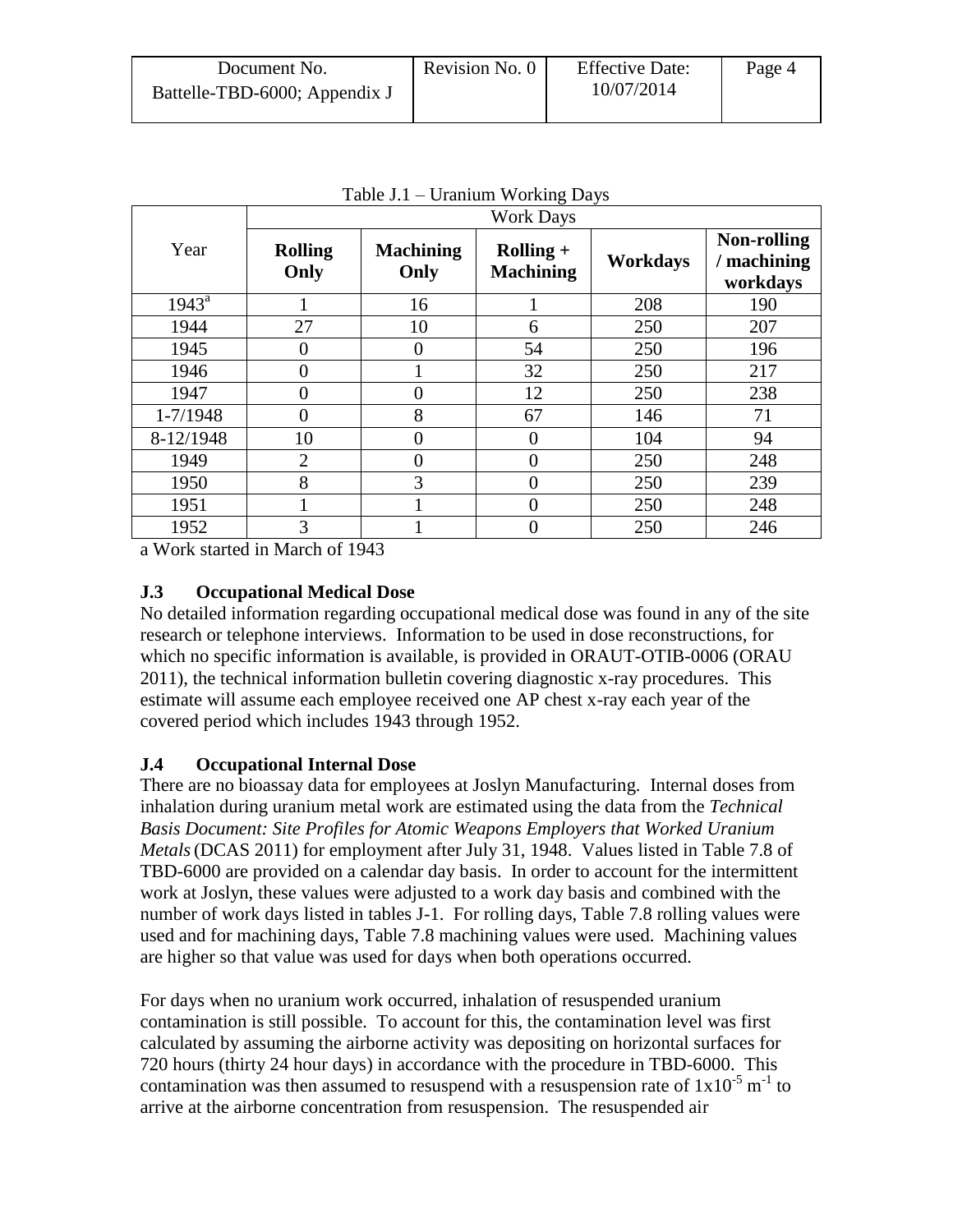Table J.1 – Uranium Working Days

| Year | Work Days | | | | |
|---|---|---|---|---|---|
| | **Rolling Only** | **Machining Only** | **Rolling + Machining** | **Workdays** | **Non-rolling / machining workdays** |
| 1943[a] | 1 | 16 | 1 | 208 | 190 |
| 1944 | 27 | 10 | 6 | 250 | 207 |
| 1945 | 0 | 0 | 54 | 250 | 196 |
| 1946 | 0 | 1 | 32 | 250 | 217 |
| 1947 | 0 | 0 | 12 | 250 | 238 |
| 1-7/1948 | 0 | 8 | 67 | 146 | 71 |
| 8-12/1948 | 10 | 0 | 0 | 104 | 94 |
| 1949 | 2 | 0 | 0 | 250 | 248 |
| 1950 | 8 | 3 | 0 | 250 | 239 |
| 1951 | 1 | 1 | 0 | 250 | 248 |
| 1952 | 3 | 1 | 0 | 250 | 246 |

a Work started in March of 1943

### J.3 Occupational Medical Dose

No detailed information regarding occupational medical dose was found in any of the site research or telephone interviews. Information to be used in dose reconstructions, for which no specific information is available, is provided in ORAUT-OTIB-0006 (ORAU 2011), the technical information bulletin covering diagnostic x-ray procedures. This estimate will assume each employee received one AP chest x-ray each year of the covered period which includes 1943 through 1952.

### J.4 Occupational Internal Dose

There are no bioassay data for employees at Joslyn Manufacturing. Internal doses from inhalation during uranium metal work are estimated using the data from the *Technical Basis Document: Site Profiles for Atomic Weapons Employers that Worked Uranium Metals* (DCAS 2011) for employment after July 31, 1948. Values listed in Table 7.8 of TBD-6000 are provided on a calendar day basis. In order to account for the intermittent work at Joslyn, these values were adjusted to a work day basis and combined with the number of work days listed in tables J-1. For rolling days, Table 7.8 rolling values were used and for machining days, Table 7.8 machining values were used. Machining values are higher so that value was used for days when both operations occurred.

For days when no uranium work occurred, inhalation of resuspended uranium contamination is still possible. To account for this, the contamination level was first calculated by assuming the airborne activity was depositing on horizontal surfaces for 720 hours (thirty 24 hour days) in accordance with the procedure in TBD-6000. This contamination was then assumed to resuspend with a resuspension rate of $1x10^{-5}$ $m^{-1}$ to arrive at the airborne concentration from resuspension. The resuspended air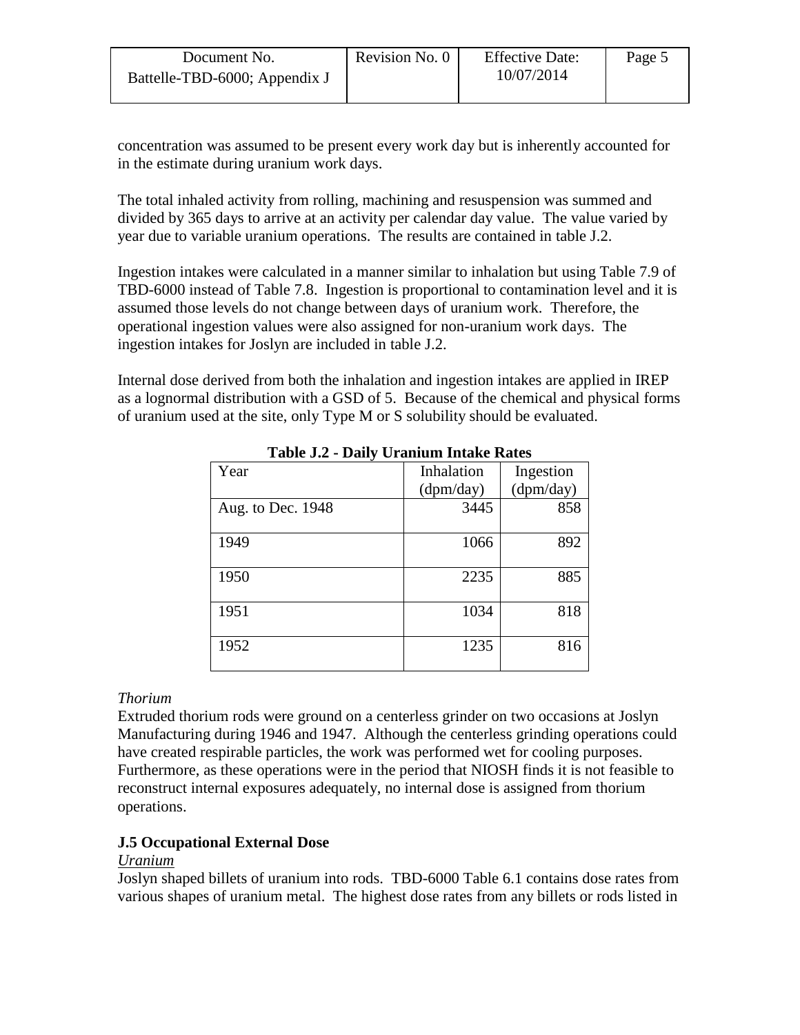concentration was assumed to be present every work day but is inherently accounted for in the estimate during uranium work days.

The total inhaled activity from rolling, machining and resuspension was summed and divided by 365 days to arrive at an activity per calendar day value. The value varied by year due to variable uranium operations. The results are contained in table J.2.

Ingestion intakes were calculated in a manner similar to inhalation but using Table 7.9 of TBD-6000 instead of Table 7.8. Ingestion is proportional to contamination level and it is assumed those levels do not change between days of uranium work. Therefore, the operational ingestion values were also assigned for non-uranium work days. The ingestion intakes for Joslyn are included in table J.2.

Internal dose derived from both the inhalation and ingestion intakes are applied in IREP as a lognormal distribution with a GSD of 5. Because of the chemical and physical forms of uranium used at the site, only Type M or S solubility should be evaluated.

**Table J.2 - Daily Uranium Intake Rates**

| Year | Inhalation (dpm/day) | Ingestion (dpm/day) |
|---|---|---|
| Aug. to Dec. 1948 | 3445 | 858 |
| 1949 | 1066 | 892 |
| 1950 | 2235 | 885 |
| 1951 | 1034 | 818 |
| 1952 | 1235 | 816 |

*Thorium*

Extruded thorium rods were ground on a centerless grinder on two occasions at Joslyn Manufacturing during 1946 and 1947. Although the centerless grinding operations could have created respirable particles, the work was performed wet for cooling purposes. Furthermore, as these operations were in the period that NIOSH finds it is not feasible to reconstruct internal exposures adequately, no internal dose is assigned from thorium operations.

**J.5 Occupational External Dose**

*Uranium*

Joslyn shaped billets of uranium into rods. TBD-6000 Table 6.1 contains dose rates from various shapes of uranium metal. The highest dose rates from any billets or rods listed in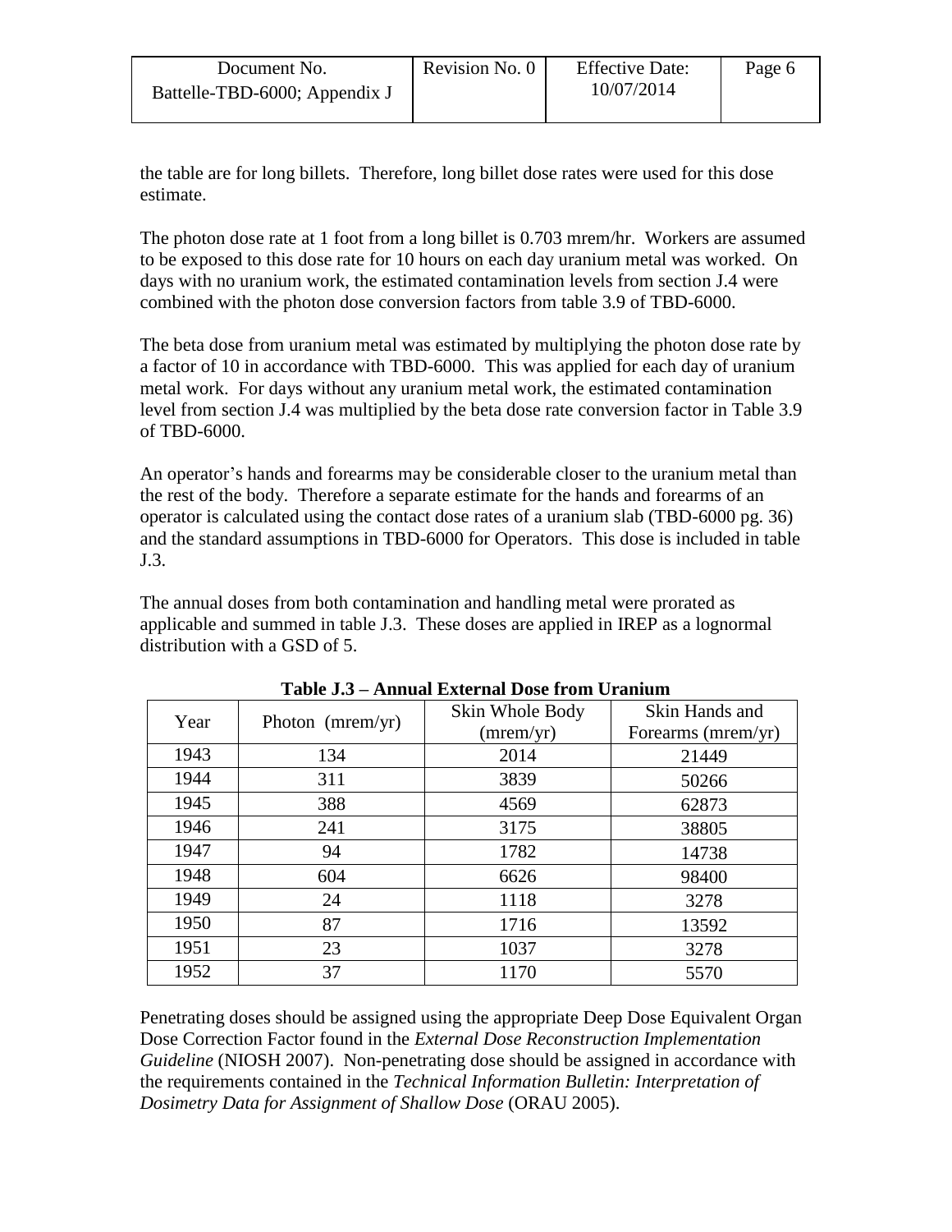the table are for long billets. Therefore, long billet dose rates were used for this dose estimate.

The photon dose rate at 1 foot from a long billet is 0.703 mrem/hr. Workers are assumed to be exposed to this dose rate for 10 hours on each day uranium metal was worked. On days with no uranium work, the estimated contamination levels from section J.4 were combined with the photon dose conversion factors from table 3.9 of TBD-6000.

The beta dose from uranium metal was estimated by multiplying the photon dose rate by a factor of 10 in accordance with TBD-6000. This was applied for each day of uranium metal work. For days without any uranium metal work, the estimated contamination level from section J.4 was multiplied by the beta dose rate conversion factor in Table 3.9 of TBD-6000.

An operator's hands and forearms may be considerable closer to the uranium metal than the rest of the body. Therefore a separate estimate for the hands and forearms of an operator is calculated using the contact dose rates of a uranium slab (TBD-6000 pg. 36) and the standard assumptions in TBD-6000 for Operators. This dose is included in table J.3.

The annual doses from both contamination and handling metal were prorated as applicable and summed in table J.3. These doses are applied in IREP as a lognormal distribution with a GSD of 5.

**Table J.3 – Annual External Dose from Uranium**

| Year | Photon (mrem/yr) | Skin Whole Body (mrem/yr) | Skin Hands and Forearms (mrem/yr) |
|---|---|---|---|
| 1943 | 134 | 2014 | 21449 |
| 1944 | 311 | 3839 | 50266 |
| 1945 | 388 | 4569 | 62873 |
| 1946 | 241 | 3175 | 38805 |
| 1947 | 94 | 1782 | 14738 |
| 1948 | 604 | 6626 | 98400 |
| 1949 | 24 | 1118 | 3278 |
| 1950 | 87 | 1716 | 13592 |
| 1951 | 23 | 1037 | 3278 |
| 1952 | 37 | 1170 | 5570 |

Penetrating doses should be assigned using the appropriate Deep Dose Equivalent Organ Dose Correction Factor found in the *External Dose Reconstruction Implementation Guideline* (NIOSH 2007). Non-penetrating dose should be assigned in accordance with the requirements contained in the *Technical Information Bulletin: Interpretation of Dosimetry Data for Assignment of Shallow Dose* (ORAU 2005).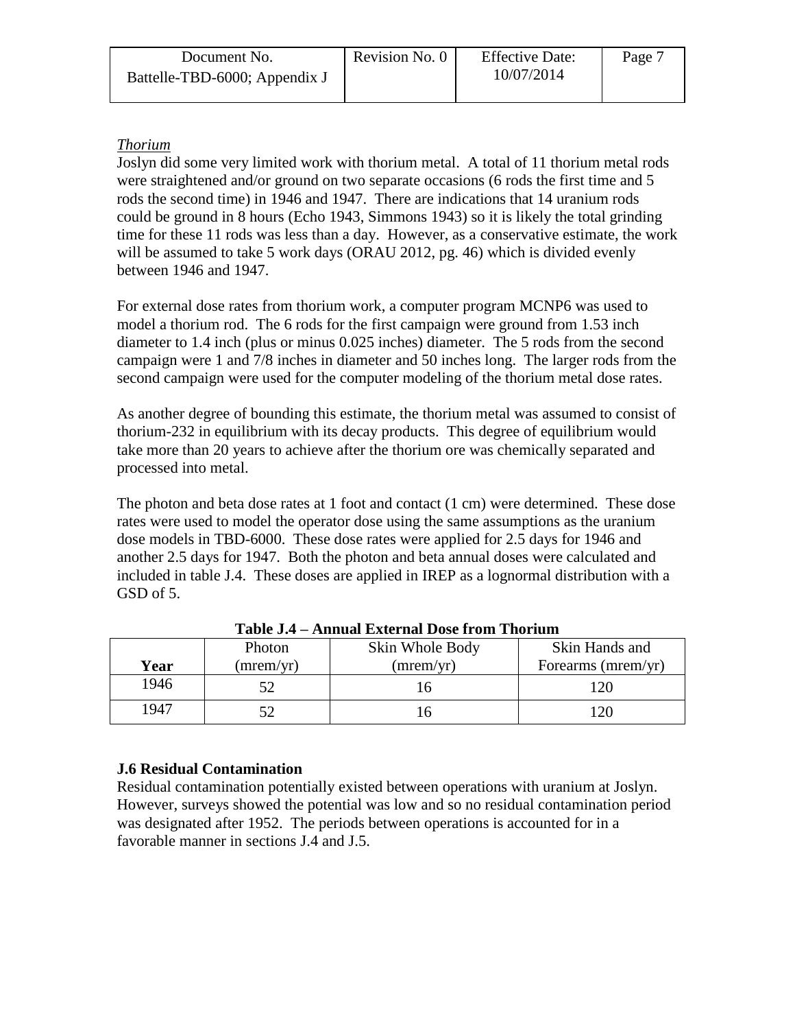*Thorium*

Joslyn did some very limited work with thorium metal. A total of 11 thorium metal rods were straightened and/or ground on two separate occasions (6 rods the first time and 5 rods the second time) in 1946 and 1947. There are indications that 14 uranium rods could be ground in 8 hours (Echo 1943, Simmons 1943) so it is likely the total grinding time for these 11 rods was less than a day. However, as a conservative estimate, the work will be assumed to take 5 work days (ORAU 2012, pg. 46) which is divided evenly between 1946 and 1947.

For external dose rates from thorium work, a computer program MCNP6 was used to model a thorium rod. The 6 rods for the first campaign were ground from 1.53 inch diameter to 1.4 inch (plus or minus 0.025 inches) diameter. The 5 rods from the second campaign were 1 and 7/8 inches in diameter and 50 inches long. The larger rods from the second campaign were used for the computer modeling of the thorium metal dose rates.

As another degree of bounding this estimate, the thorium metal was assumed to consist of thorium-232 in equilibrium with its decay products. This degree of equilibrium would take more than 20 years to achieve after the thorium ore was chemically separated and processed into metal.

The photon and beta dose rates at 1 foot and contact (1 cm) were determined. These dose rates were used to model the operator dose using the same assumptions as the uranium dose models in TBD-6000. These dose rates were applied for 2.5 days for 1946 and another 2.5 days for 1947. Both the photon and beta annual doses were calculated and included in table J.4. These doses are applied in IREP as a lognormal distribution with a GSD of 5.

**Table J.4 – Annual External Dose from Thorium**

| Year | Photon (mrem/yr) | Skin Whole Body (mrem/yr) | Skin Hands and Forearms (mrem/yr) |
|---|---|---|---|
| 1946 | 52 | 16 | 120 |
| 1947 | 52 | 16 | 120 |

## J.6 Residual Contamination

Residual contamination potentially existed between operations with uranium at Joslyn. However, surveys showed the potential was low and so no residual contamination period was designated after 1952. The periods between operations is accounted for in a favorable manner in sections J.4 and J.5.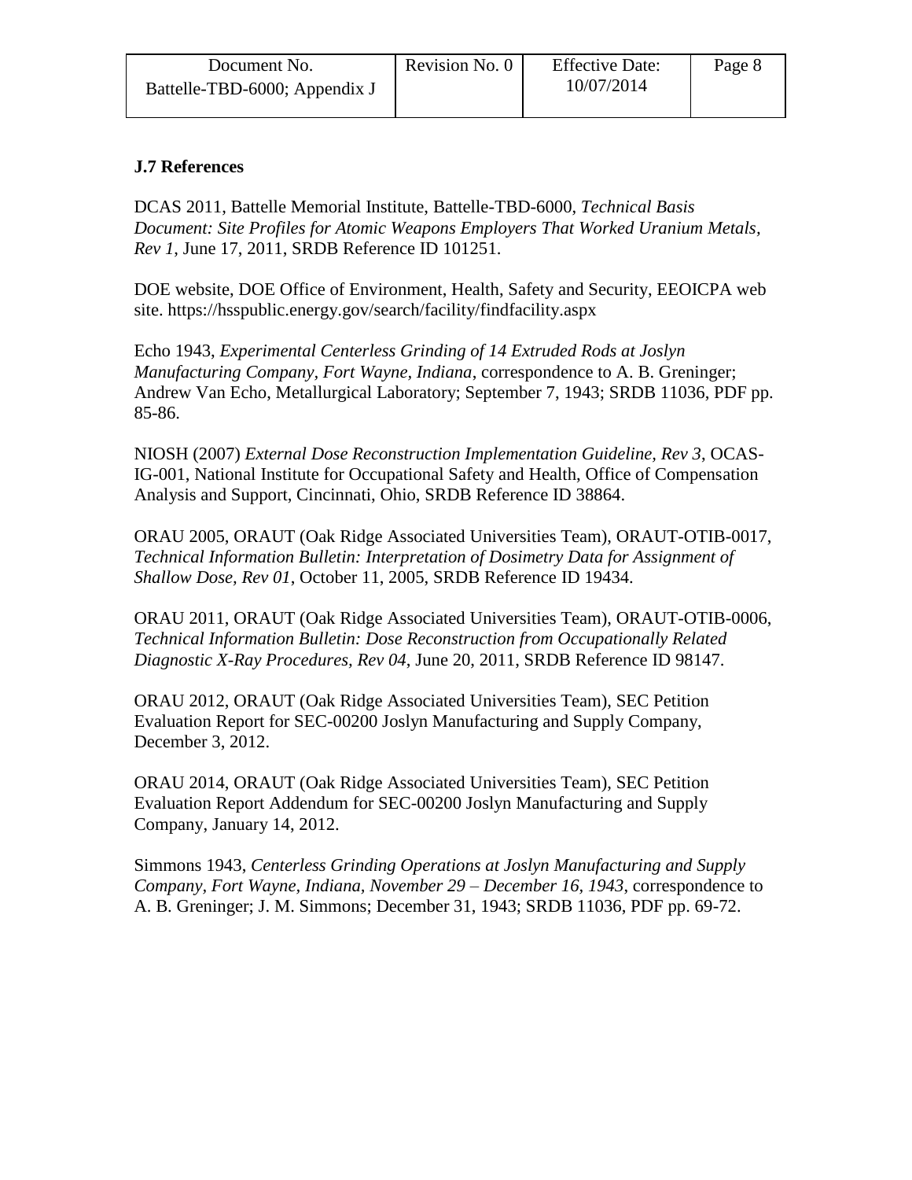### J.7 References

DCAS 2011, Battelle Memorial Institute, Battelle-TBD-6000, *Technical Basis Document: Site Profiles for Atomic Weapons Employers That Worked Uranium Metals, Rev 1*, June 17, 2011, SRDB Reference ID 101251.

DOE website, DOE Office of Environment, Health, Safety and Security, EEOICPA web site. https://hsspublic.energy.gov/search/facility/findfacility.aspx

Echo 1943, *Experimental Centerless Grinding of 14 Extruded Rods at Joslyn Manufacturing Company, Fort Wayne, Indiana*, correspondence to A. B. Greninger; Andrew Van Echo, Metallurgical Laboratory; September 7, 1943; SRDB 11036, PDF pp. 85-86.

NIOSH (2007) *External Dose Reconstruction Implementation Guideline, Rev 3*, OCAS-IG-001, National Institute for Occupational Safety and Health, Office of Compensation Analysis and Support, Cincinnati, Ohio, SRDB Reference ID 38864.

ORAU 2005, ORAUT (Oak Ridge Associated Universities Team), ORAUT-OTIB-0017, *Technical Information Bulletin: Interpretation of Dosimetry Data for Assignment of Shallow Dose, Rev 01*, October 11, 2005, SRDB Reference ID 19434.

ORAU 2011, ORAUT (Oak Ridge Associated Universities Team), ORAUT-OTIB-0006, *Technical Information Bulletin: Dose Reconstruction from Occupationally Related Diagnostic X-Ray Procedures, Rev 04*, June 20, 2011, SRDB Reference ID 98147.

ORAU 2012, ORAUT (Oak Ridge Associated Universities Team), SEC Petition Evaluation Report for SEC-00200 Joslyn Manufacturing and Supply Company, December 3, 2012.

ORAU 2014, ORAUT (Oak Ridge Associated Universities Team), SEC Petition Evaluation Report Addendum for SEC-00200 Joslyn Manufacturing and Supply Company, January 14, 2012.

Simmons 1943, *Centerless Grinding Operations at Joslyn Manufacturing and Supply Company, Fort Wayne, Indiana, November 29 – December 16, 1943*, correspondence to A. B. Greninger; J. M. Simmons; December 31, 1943; SRDB 11036, PDF pp. 69-72.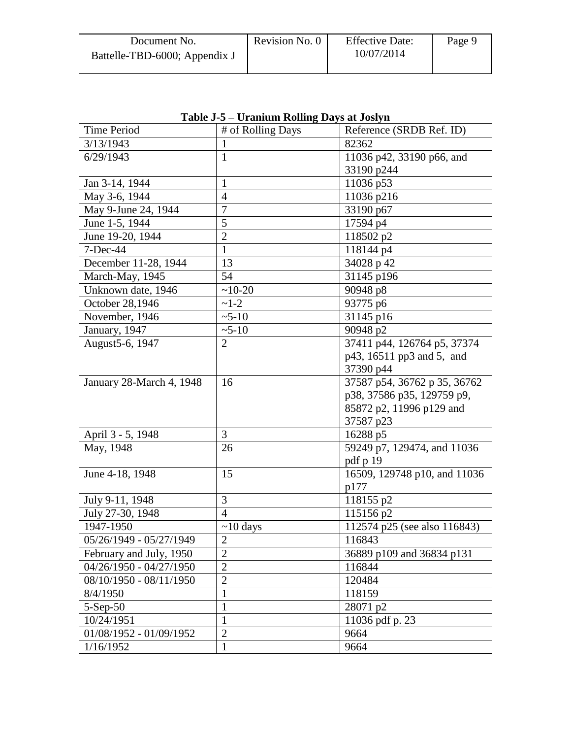**Table J-5 – Uranium Rolling Days at Joslyn**

| Time Period | # of Rolling Days | Reference (SRDB Ref. ID) |
|---|---|---|
| 3/13/1943 | 1 | 82362 |
| 6/29/1943 | 1 | 11036 p42, 33190 p66, and 33190 p244 |
| Jan 3-14, 1944 | 1 | 11036 p53 |
| May 3-6, 1944 | 4 | 11036 p216 |
| May 9-June 24, 1944 | 7 | 33190 p67 |
| June 1-5, 1944 | 5 | 17594 p4 |
| June 19-20, 1944 | 2 | 118502 p2 |
| 7-Dec-44 | 1 | 118144 p4 |
| December 11-28, 1944 | 13 | 34028 p 42 |
| March-May, 1945 | 54 | 31145 p196 |
| Unknown date, 1946 | ~10-20 | 90948 p8 |
| October 28,1946 | ~1-2 | 93775 p6 |
| November, 1946 | ~5-10 | 31145 p16 |
| January, 1947 | ~5-10 | 90948 p2 |
| August5-6, 1947 | 2 | 37411 p44, 126764 p5, 37374 p43, 16511 pp3 and 5, and 37390 p44 |
| January 28-March 4, 1948 | 16 | 37587 p54, 36762 p 35, 36762 p38, 37586 p35, 129759 p9, 85872 p2, 11996 p129 and 37587 p23 |
| April 3 - 5, 1948 | 3 | 16288 p5 |
| May, 1948 | 26 | 59249 p7, 129474, and 11036 pdf p 19 |
| June 4-18, 1948 | 15 | 16509, 129748 p10, and 11036 p177 |
| July 9-11, 1948 | 3 | 118155 p2 |
| July 27-30, 1948 | 4 | 115156 p2 |
| 1947-1950 | ~10 days | 112574 p25 (see also 116843) |
| 05/26/1949 - 05/27/1949 | 2 | 116843 |
| February and July, 1950 | 2 | 36889 p109 and 36834 p131 |
| 04/26/1950 - 04/27/1950 | 2 | 116844 |
| 08/10/1950 - 08/11/1950 | 2 | 120484 |
| 8/4/1950 | 1 | 118159 |
| 5-Sep-50 | 1 | 28071 p2 |
| 10/24/1951 | 1 | 11036 pdf p. 23 |
| 01/08/1952 - 01/09/1952 | 2 | 9664 |
| 1/16/1952 | 1 | 9664 |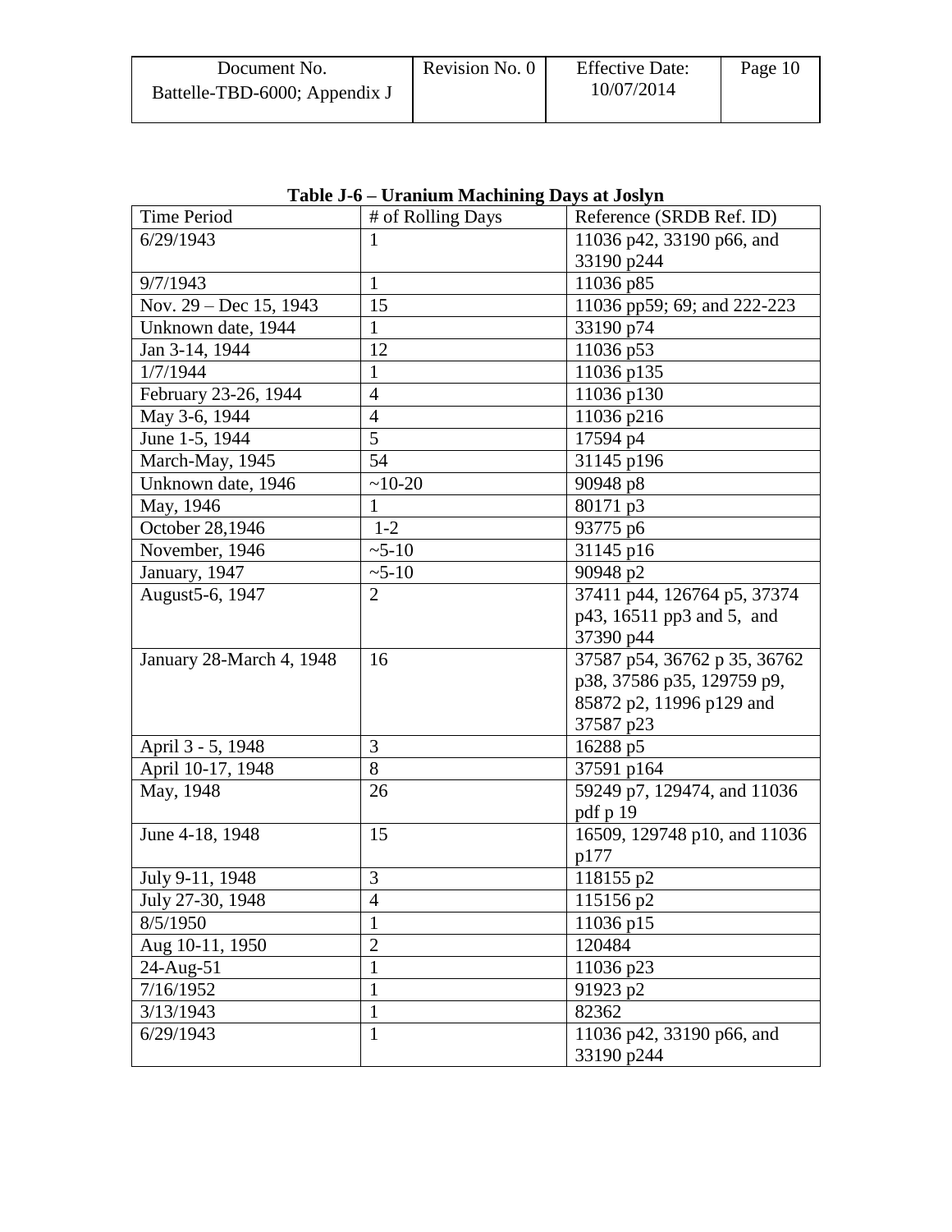**Table J-6 – Uranium Machining Days at Joslyn**

| Time Period | # of Rolling Days | Reference (SRDB Ref. ID) |
|---|---|---|
| 6/29/1943 | 1 | 11036 p42, 33190 p66, and 33190 p244 |
| 9/7/1943 | 1 | 11036 p85 |
| Nov. 29 – Dec 15, 1943 | 15 | 11036 pp59; 69; and 222-223 |
| Unknown date, 1944 | 1 | 33190 p74 |
| Jan 3-14, 1944 | 12 | 11036 p53 |
| 1/7/1944 | 1 | 11036 p135 |
| February 23-26, 1944 | 4 | 11036 p130 |
| May 3-6, 1944 | 4 | 11036 p216 |
| June 1-5, 1944 | 5 | 17594 p4 |
| March-May, 1945 | 54 | 31145 p196 |
| Unknown date, 1946 | ~10-20 | 90948 p8 |
| May, 1946 | 1 | 80171 p3 |
| October 28,1946 | 1-2 | 93775 p6 |
| November, 1946 | ~5-10 | 31145 p16 |
| January, 1947 | ~5-10 | 90948 p2 |
| August5-6, 1947 | 2 | 37411 p44, 126764 p5, 37374 p43, 16511 pp3 and 5, and 37390 p44 |
| January 28-March 4, 1948 | 16 | 37587 p54, 36762 p 35, 36762 p38, 37586 p35, 129759 p9, 85872 p2, 11996 p129 and 37587 p23 |
| April 3 - 5, 1948 | 3 | 16288 p5 |
| April 10-17, 1948 | 8 | 37591 p164 |
| May, 1948 | 26 | 59249 p7, 129474, and 11036 pdf p 19 |
| June 4-18, 1948 | 15 | 16509, 129748 p10, and 11036 p177 |
| July 9-11, 1948 | 3 | 118155 p2 |
| July 27-30, 1948 | 4 | 115156 p2 |
| 8/5/1950 | 1 | 11036 p15 |
| Aug 10-11, 1950 | 2 | 120484 |
| 24-Aug-51 | 1 | 11036 p23 |
| 7/16/1952 | 1 | 91923 p2 |
| 3/13/1943 | 1 | 82362 |
| 6/29/1943 | 1 | 11036 p42, 33190 p66, and 33190 p244 |